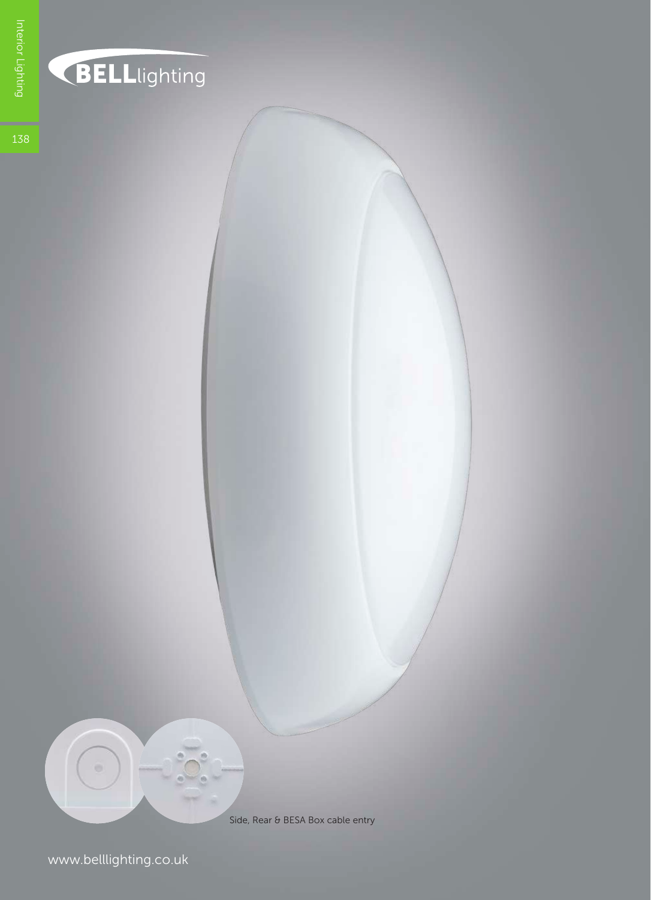BELLlighting

Side, Rear & BESA Box cable entry

www.belllighting.co.uk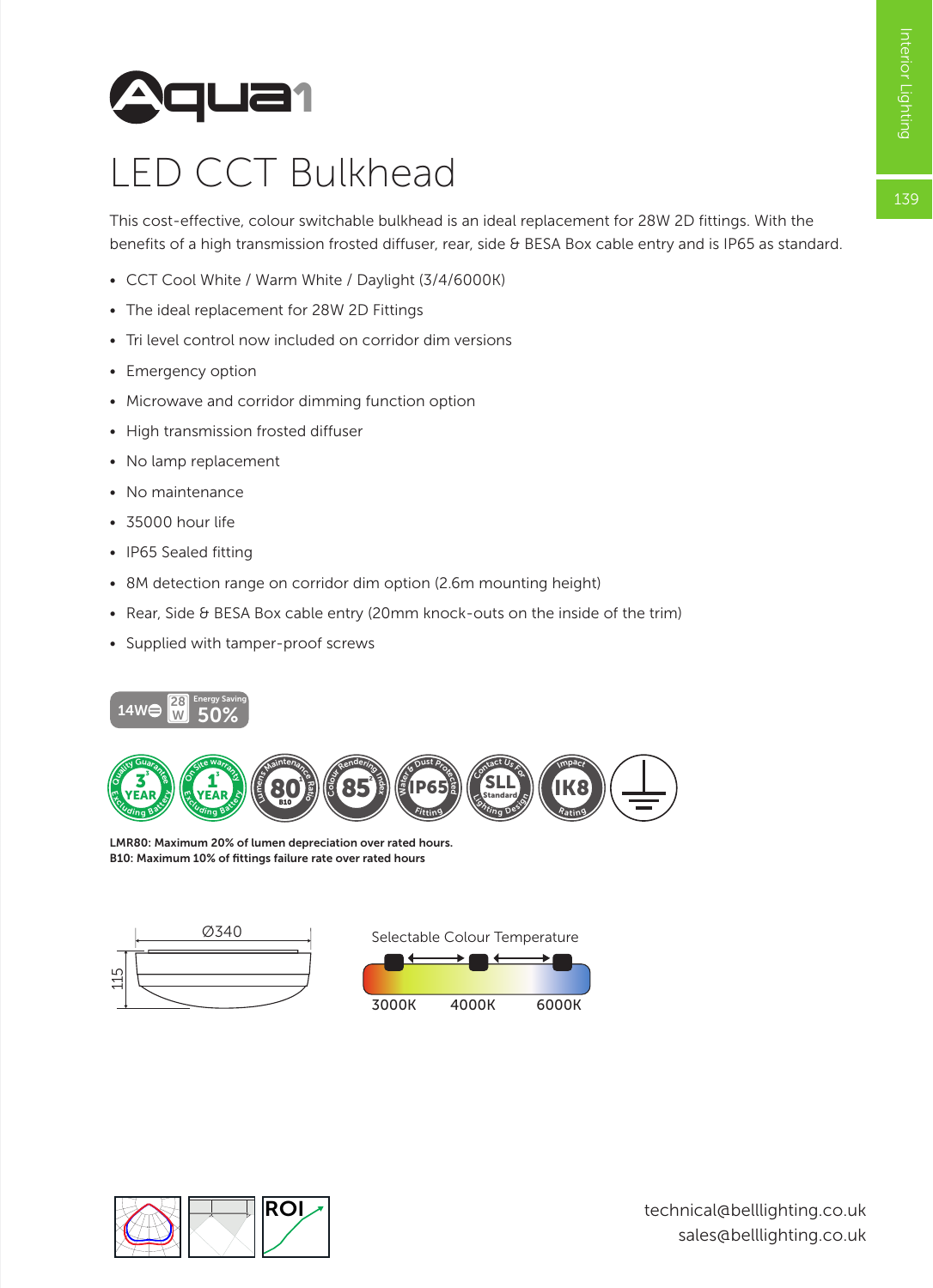# Aqua1

## LED CCT Bulkhead

This cost-effective, colour switchable bulkhead is an ideal replacement for 28W 2D fittings. With the benefits of a high transmission frosted diffuser, rear, side & BESA Box cable entry and is IP65 as standard.

- CCT Cool White / Warm White / Daylight (3/4/6000K)
- The ideal replacement for 28W 2D Fittings
- Tri level control now included on corridor dim versions
- Emergency option
- Microwave and corridor dimming function option
- High transmission frosted diffuser
- No lamp replacement
- No maintenance
- 35000 hour life
- IP65 Sealed fitting
- 8M detection range on corridor dim option (2.6m mounting height)
- Rear, Side & BESA Box cable entry (20mm knock-outs on the inside of the trim)
- Supplied with tamper-proof screws

14W | 28W | Energy Saving 50%

3 Year Quality Guarantee (Excluding Battery) | 1 Year On Site Warranty (Excluding Battery) | Lumens Maintenance Ratio 80 B10 | Colour Rendering Index 85 | Water & Dust Protected Fitting IP65 | Contact Us For Lighting Design SLL Standard | Impact Rating IK8

**LMR80: Maximum 20% of lumen depreciation over rated hours.**
**B10: Maximum 10% of fittings failure rate over rated hours**

Ø340

115

Selectable Colour Temperature

3000K 4000K 6000K

ROI

technical@belllighting.co.uk
sales@belllighting.co.uk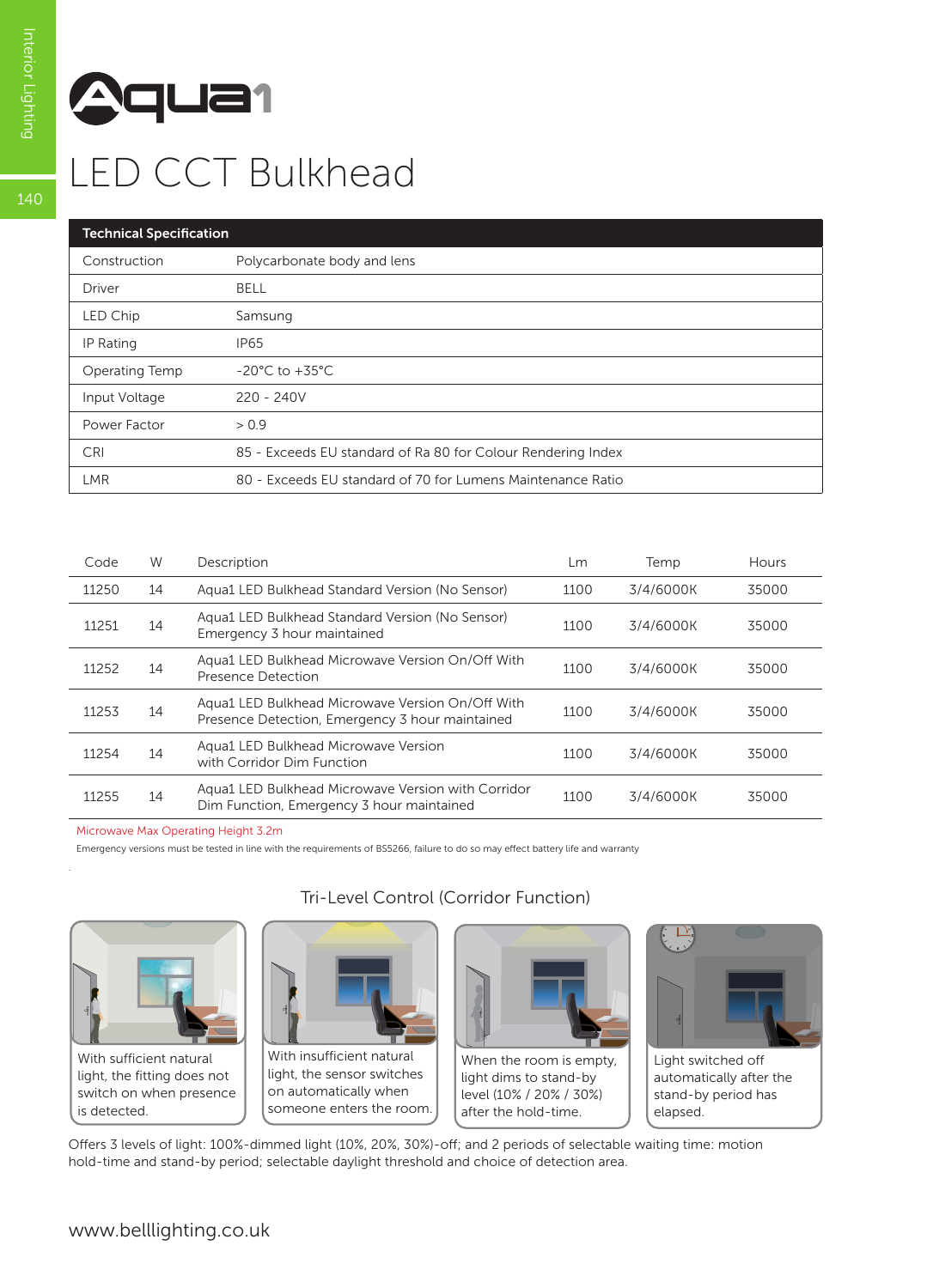# Aqua1

## LED CCT Bulkhead

| Technical Specification | |
|---|---|
| Construction | Polycarbonate body and lens |
| Driver | BELL |
| LED Chip | Samsung |
| IP Rating | IP65 |
| Operating Temp | -20°C to +35°C |
| Input Voltage | 220 - 240V |
| Power Factor | > 0.9 |
| CRI | 85 - Exceeds EU standard of Ra 80 for Colour Rendering Index |
| LMR | 80 - Exceeds EU standard of 70 for Lumens Maintenance Ratio |

| Code | W | Description | Lm | Temp | Hours |
|---|---|---|---|---|---|
| 11250 | 14 | Aqua1 LED Bulkhead Standard Version (No Sensor) | 1100 | 3/4/6000K | 35000 |
| 11251 | 14 | Aqua1 LED Bulkhead Standard Version (No Sensor) Emergency 3 hour maintained | 1100 | 3/4/6000K | 35000 |
| 11252 | 14 | Aqua1 LED Bulkhead Microwave Version On/Off With Presence Detection | 1100 | 3/4/6000K | 35000 |
| 11253 | 14 | Aqua1 LED Bulkhead Microwave Version On/Off With Presence Detection, Emergency 3 hour maintained | 1100 | 3/4/6000K | 35000 |
| 11254 | 14 | Aqua1 LED Bulkhead Microwave Version with Corridor Dim Function | 1100 | 3/4/6000K | 35000 |
| 11255 | 14 | Aqua1 LED Bulkhead Microwave Version with Corridor Dim Function, Emergency 3 hour maintained | 1100 | 3/4/6000K | 35000 |

Microwave Max Operating Height 3.2m

Emergency versions must be tested in line with the requirements of BS5266, failure to do so may effect battery life and warranty

### Tri-Level Control (Corridor Function)

With sufficient natural light, the fitting does not switch on when presence is detected.

With insufficient natural light, the sensor switches on automatically when someone enters the room.

When the room is empty, light dims to stand-by level (10% / 20% / 30%) after the hold-time.

Light switched off automatically after the stand-by period has elapsed.

Offers 3 levels of light: 100%-dimmed light (10%, 20%, 30%)-off; and 2 periods of selectable waiting time: motion hold-time and stand-by period; selectable daylight threshold and choice of detection area.

www.belllighting.co.uk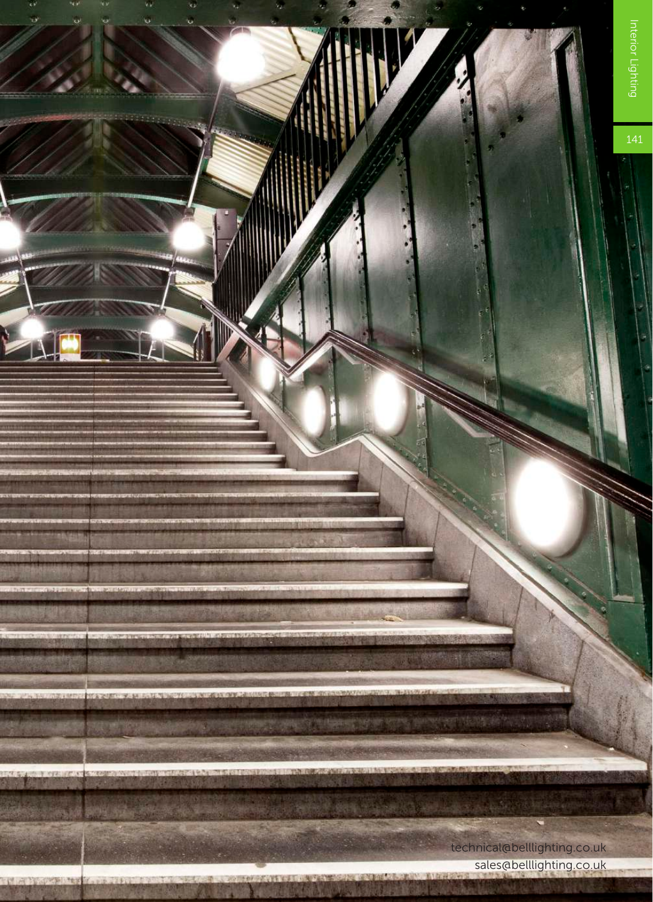technical@belllighting.co.uk
sales@belllighting.co.uk